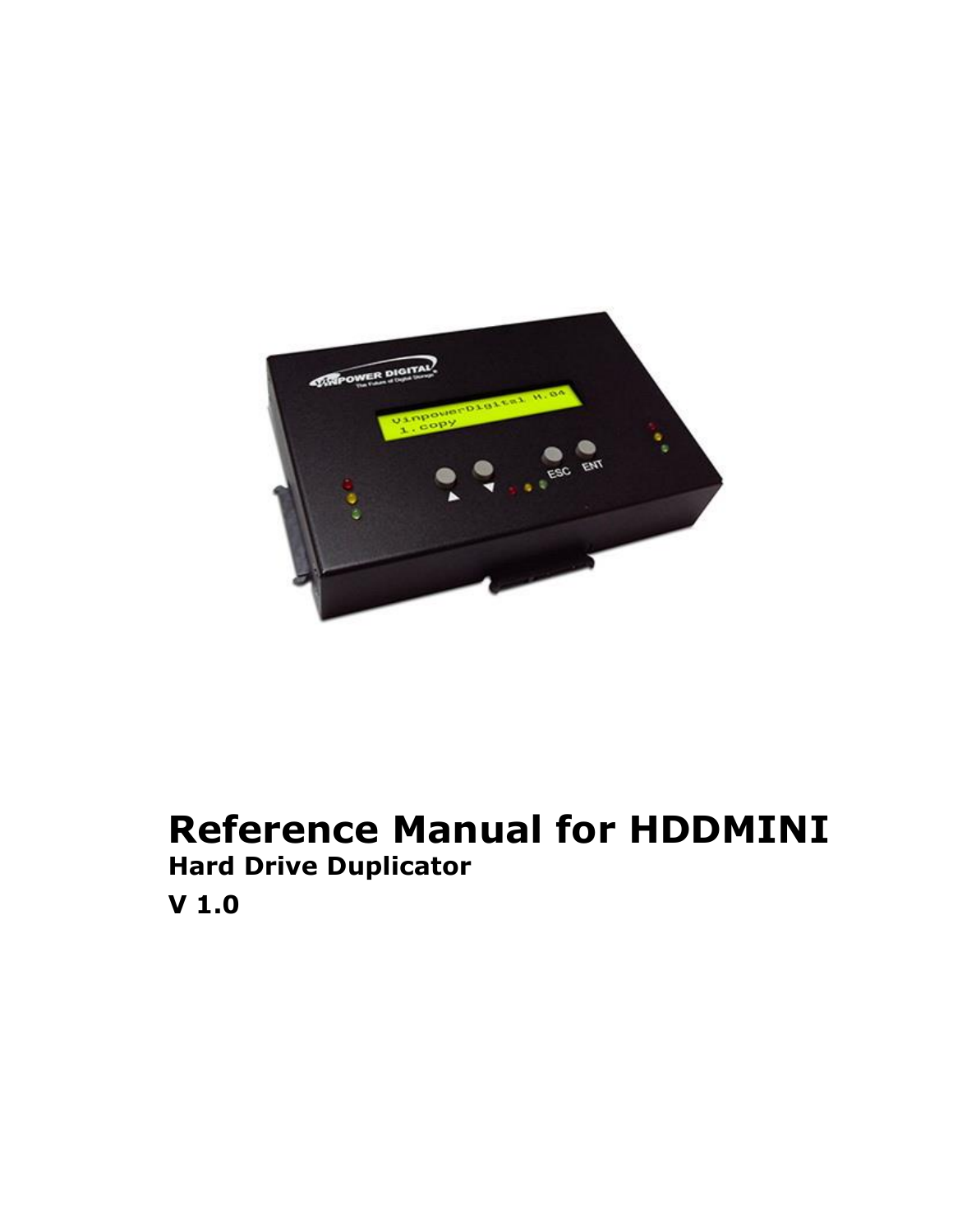# Reference Manual for HDDMINI

**Hard Drive Duplicator**

**V 1.0**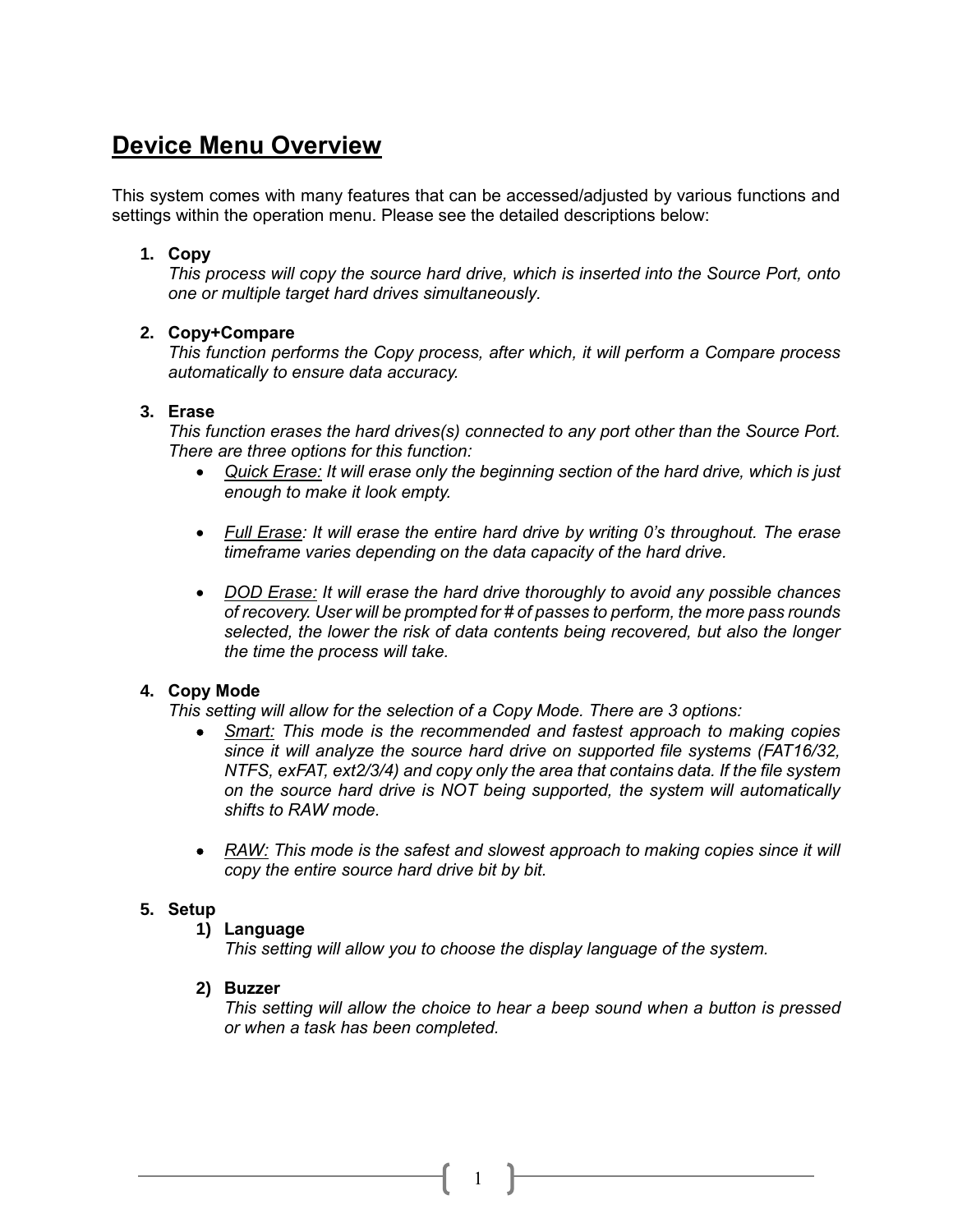# Device Menu Overview

This system comes with many features that can be accessed/adjusted by various functions and settings within the operation menu. Please see the detailed descriptions below:

1. **Copy**
   *This process will copy the source hard drive, which is inserted into the Source Port, onto one or multiple target hard drives simultaneously.*

2. **Copy+Compare**
   *This function performs the Copy process, after which, it will perform a Compare process automatically to ensure data accuracy.*

3. **Erase**
   *This function erases the hard drives(s) connected to any port other than the Source Port. There are three options for this function:*
   - *Quick Erase: It will erase only the beginning section of the hard drive, which is just enough to make it look empty.*
   - *Full Erase: It will erase the entire hard drive by writing 0's throughout. The erase timeframe varies depending on the data capacity of the hard drive.*
   - *DOD Erase: It will erase the hard drive thoroughly to avoid any possible chances of recovery. User will be prompted for # of passes to perform, the more pass rounds selected, the lower the risk of data contents being recovered, but also the longer the time the process will take.*

4. **Copy Mode**
   *This setting will allow for the selection of a Copy Mode. There are 3 options:*
   - *Smart: This mode is the recommended and fastest approach to making copies since it will analyze the source hard drive on supported file systems (FAT16/32, NTFS, exFAT, ext2/3/4) and copy only the area that contains data. If the file system on the source hard drive is NOT being supported, the system will automatically shifts to RAW mode.*
   - *RAW: This mode is the safest and slowest approach to making copies since it will copy the entire source hard drive bit by bit.*

5. **Setup**
   1) **Language**
      *This setting will allow you to choose the display language of the system.*
   2) **Buzzer**
      *This setting will allow the choice to hear a beep sound when a button is pressed or when a task has been completed.*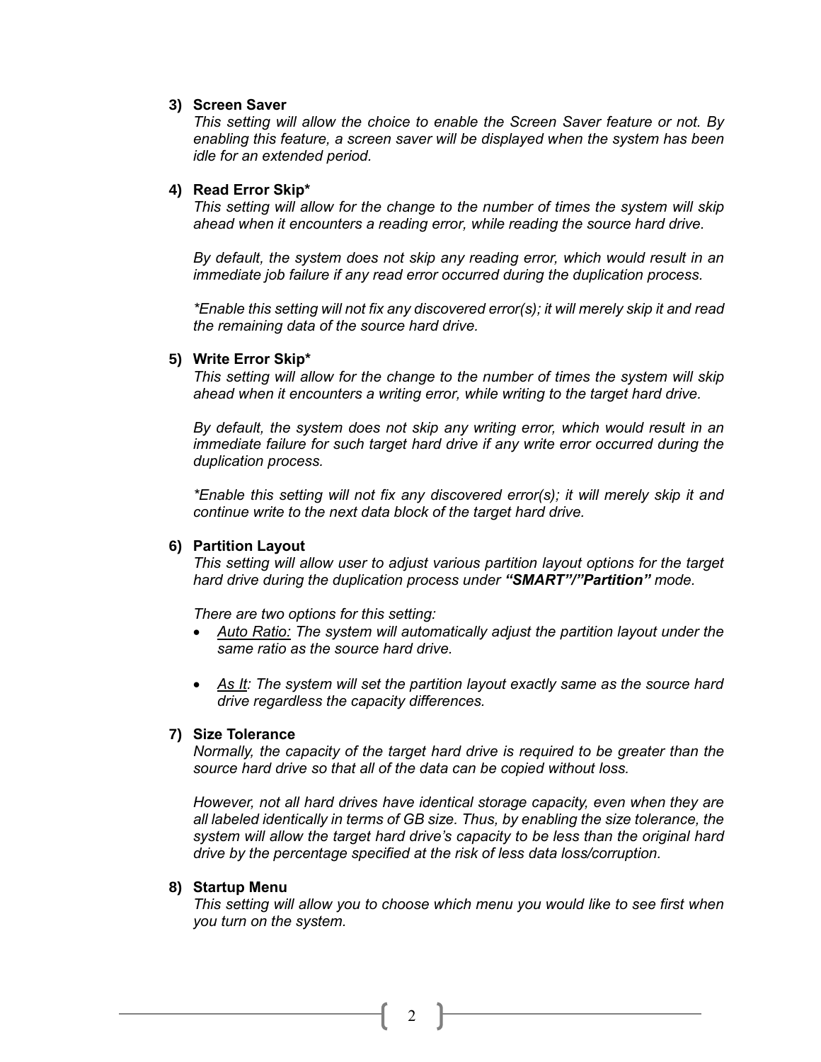**3) Screen Saver**

*This setting will allow the choice to enable the Screen Saver feature or not. By enabling this feature, a screen saver will be displayed when the system has been idle for an extended period.*

**4) Read Error Skip***

*This setting will allow for the change to the number of times the system will skip ahead when it encounters a reading error, while reading the source hard drive.*

*By default, the system does not skip any reading error, which would result in an immediate job failure if any read error occurred during the duplication process.*

**Enable this setting will not fix any discovered error(s); it will merely skip it and read the remaining data of the source hard drive.*

**5) Write Error Skip***

*This setting will allow for the change to the number of times the system will skip ahead when it encounters a writing error, while writing to the target hard drive.*

*By default, the system does not skip any writing error, which would result in an immediate failure for such target hard drive if any write error occurred during the duplication process.*

**Enable this setting will not fix any discovered error(s); it will merely skip it and continue write to the next data block of the target hard drive.*

**6) Partition Layout**

*This setting will allow user to adjust various partition layout options for the target hard drive during the duplication process under **"SMART"/"Partition"** mode.*

*There are two options for this setting:*

- *<u>Auto Ratio:</u> The system will automatically adjust the partition layout under the same ratio as the source hard drive.*
- *<u>As It</u>: The system will set the partition layout exactly same as the source hard drive regardless the capacity differences.*

**7) Size Tolerance**

*Normally, the capacity of the target hard drive is required to be greater than the source hard drive so that all of the data can be copied without loss.*

*However, not all hard drives have identical storage capacity, even when they are all labeled identically in terms of GB size. Thus, by enabling the size tolerance, the system will allow the target hard drive's capacity to be less than the original hard drive by the percentage specified at the risk of less data loss/corruption.*

**8) Startup Menu**

*This setting will allow you to choose which menu you would like to see first when you turn on the system.*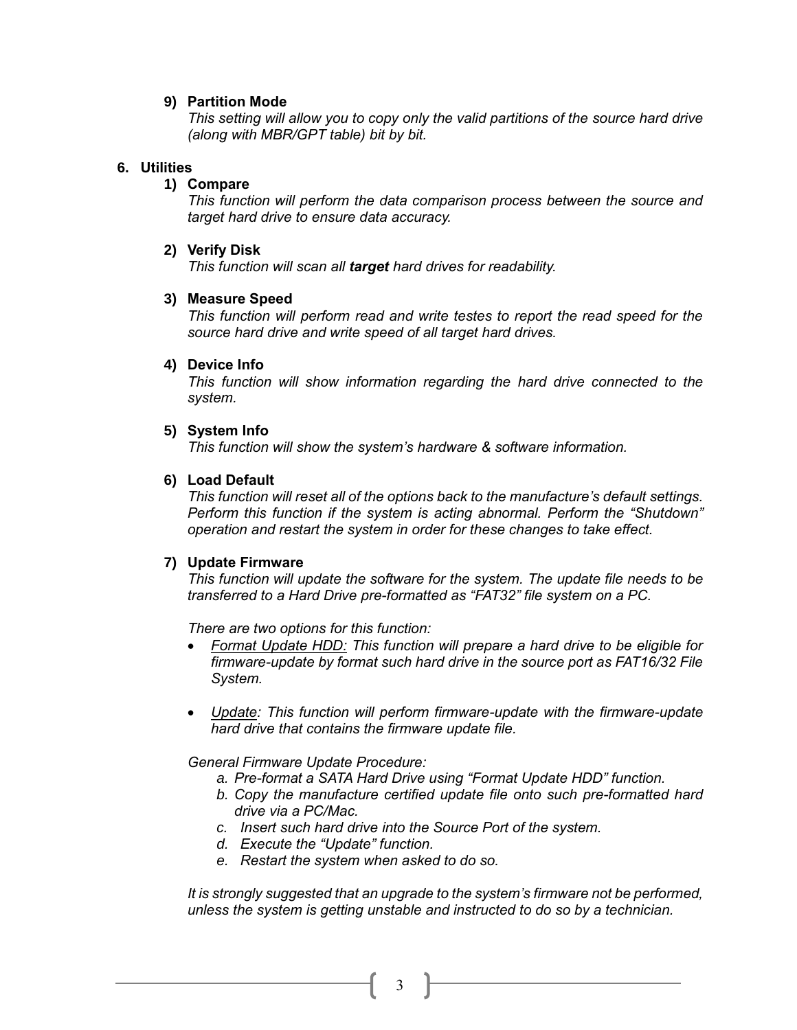9) **Partition Mode**

   *This setting will allow you to copy only the valid partitions of the source hard drive (along with MBR/GPT table) bit by bit.*

## 6. Utilities

1) **Compare**

   *This function will perform the data comparison process between the source and target hard drive to ensure data accuracy.*

2) **Verify Disk**

   *This function will scan all **target** hard drives for readability.*

3) **Measure Speed**

   *This function will perform read and write testes to report the read speed for the source hard drive and write speed of all target hard drives.*

4) **Device Info**

   *This function will show information regarding the hard drive connected to the system.*

5) **System Info**

   *This function will show the system's hardware & software information.*

6) **Load Default**

   *This function will reset all of the options back to the manufacture's default settings. Perform this function if the system is acting abnormal. Perform the "Shutdown" operation and restart the system in order for these changes to take effect.*

7) **Update Firmware**

   *This function will update the software for the system. The update file needs to be transferred to a Hard Drive pre-formatted as "FAT32" file system on a PC.*

   *There are two options for this function:*

   - *<u>Format Update HDD:</u> This function will prepare a hard drive to be eligible for firmware-update by format such hard drive in the source port as FAT16/32 File System.*

   - *<u>Update</u>: This function will perform firmware-update with the firmware-update hard drive that contains the firmware update file.*

   *General Firmware Update Procedure:*

   a. *Pre-format a SATA Hard Drive using "Format Update HDD" function.*
   b. *Copy the manufacture certified update file onto such pre-formatted hard drive via a PC/Mac.*
   c. *Insert such hard drive into the Source Port of the system.*
   d. *Execute the "Update" function.*
   e. *Restart the system when asked to do so.*

   *It is strongly suggested that an upgrade to the system's firmware not be performed, unless the system is getting unstable and instructed to do so by a technician.*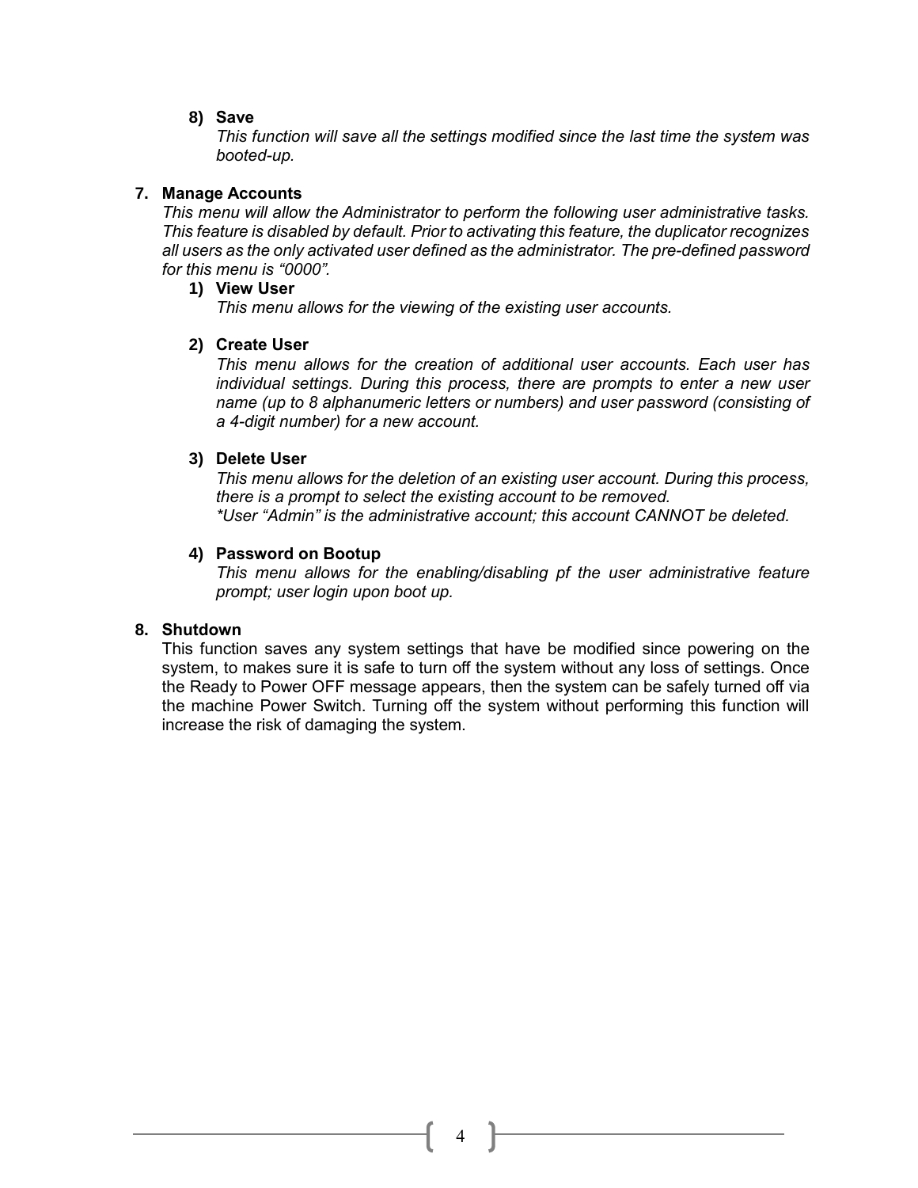8) **Save**

   *This function will save all the settings modified since the last time the system was booted-up.*

7. **Manage Accounts**

   *This menu will allow the Administrator to perform the following user administrative tasks. This feature is disabled by default. Prior to activating this feature, the duplicator recognizes all users as the only activated user defined as the administrator. The pre-defined password for this menu is "0000".*

   1) **View User**

      *This menu allows for the viewing of the existing user accounts.*

   2) **Create User**

      *This menu allows for the creation of additional user accounts. Each user has individual settings. During this process, there are prompts to enter a new user name (up to 8 alphanumeric letters or numbers) and user password (consisting of a 4-digit number) for a new account.*

   3) **Delete User**

      *This menu allows for the deletion of an existing user account. During this process, there is a prompt to select the existing account to be removed.*
      *\*User "Admin" is the administrative account; this account CANNOT be deleted.*

   4) **Password on Bootup**

      *This menu allows for the enabling/disabling pf the user administrative feature prompt; user login upon boot up.*

8. **Shutdown**

   This function saves any system settings that have be modified since powering on the system, to makes sure it is safe to turn off the system without any loss of settings. Once the Ready to Power OFF message appears, then the system can be safely turned off via the machine Power Switch. Turning off the system without performing this function will increase the risk of damaging the system.